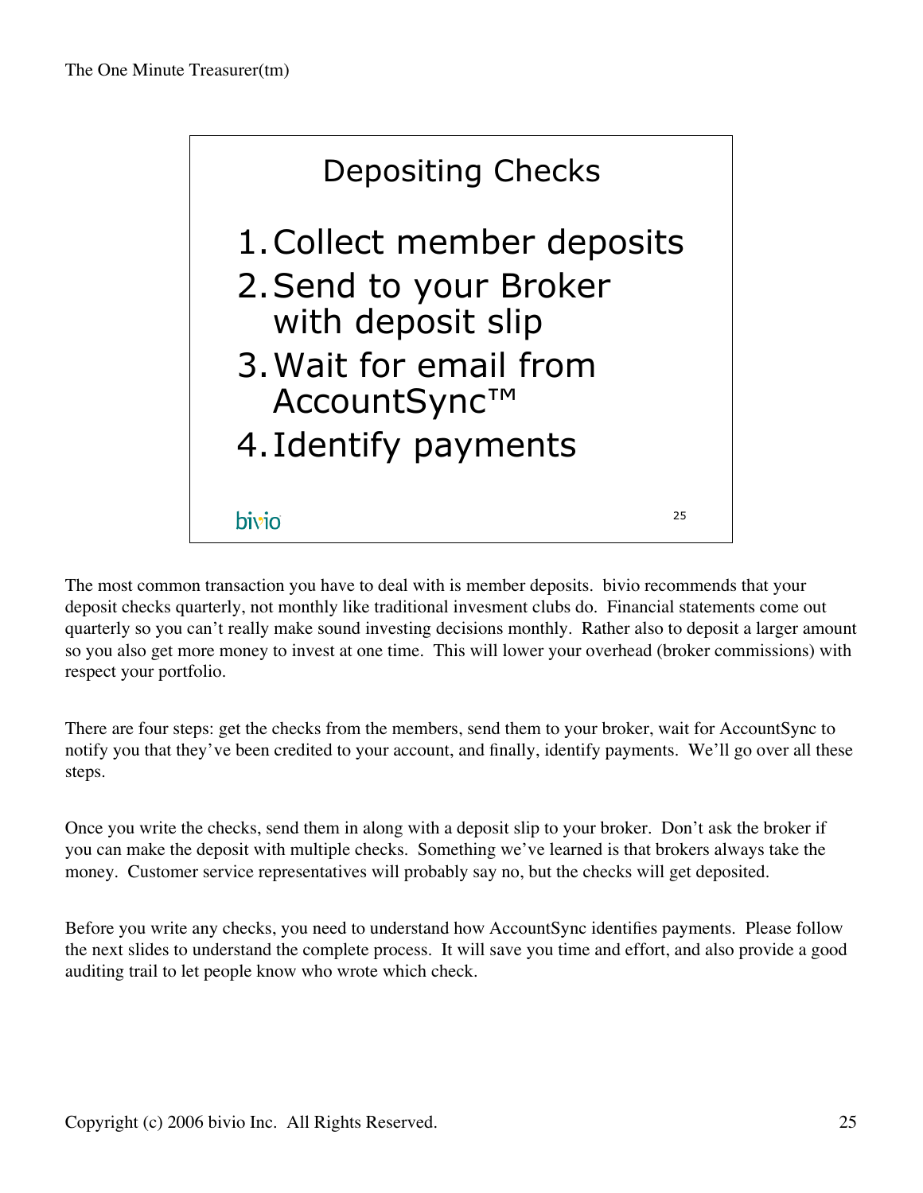## Depositing Checks

1. Collect member deposits
2. Send to your Broker with deposit slip
3. Wait for email from AccountSync™
4. Identify payments

bivio

The most common transaction you have to deal with is member deposits. bivio recommends that your deposit checks quarterly, not monthly like traditional invesment clubs do. Financial statements come out quarterly so you can't really make sound investing decisions monthly. Rather also to deposit a larger amount so you also get more money to invest at one time. This will lower your overhead (broker commissions) with respect your portfolio.

There are four steps: get the checks from the members, send them to your broker, wait for AccountSync to notify you that they've been credited to your account, and finally, identify payments. We'll go over all these steps.

Once you write the checks, send them in along with a deposit slip to your broker. Don't ask the broker if you can make the deposit with multiple checks. Something we've learned is that brokers always take the money. Customer service representatives will probably say no, but the checks will get deposited.

Before you write any checks, you need to understand how AccountSync identifies payments. Please follow the next slides to understand the complete process. It will save you time and effort, and also provide a good auditing trail to let people know who wrote which check.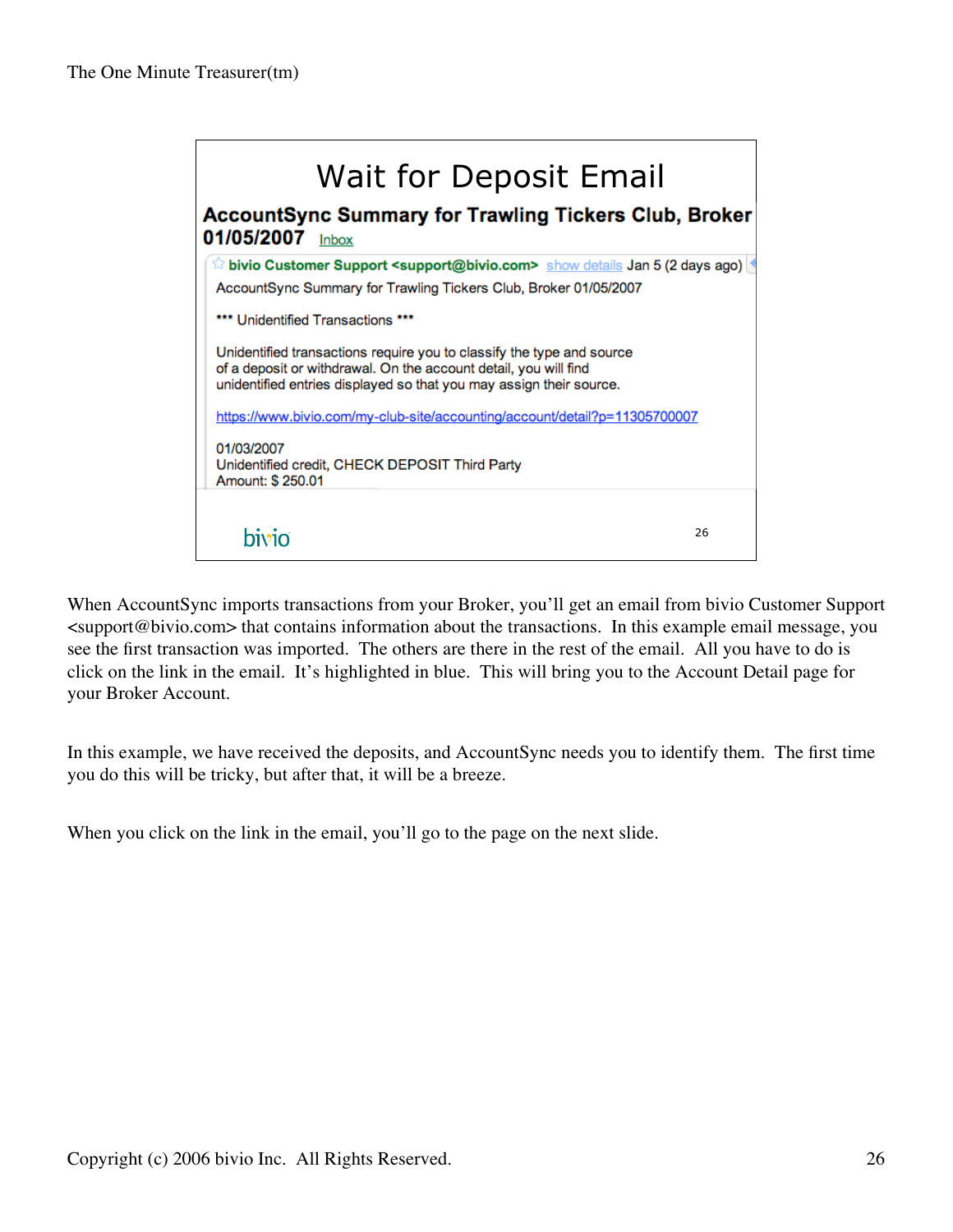# Wait for Deposit Email

**AccountSync Summary for Trawling Tickers Club, Broker 01/05/2007** Inbox

**bivio Customer Support <support@bivio.com>** show details Jan 5 (2 days ago)

AccountSync Summary for Trawling Tickers Club, Broker 01/05/2007

\*\*\* Unidentified Transactions \*\*\*

Unidentified transactions require you to classify the type and source of a deposit or withdrawal. On the account detail, you will find unidentified entries displayed so that you may assign their source.

https://www.bivio.com/my-club-site/accounting/account/detail?p=11305700007

01/03/2007
Unidentified credit, CHECK DEPOSIT Third Party
Amount: $ 250.01

bivio

When AccountSync imports transactions from your Broker, you'll get an email from bivio Customer Support <support@bivio.com> that contains information about the transactions. In this example email message, you see the first transaction was imported. The others are there in the rest of the email. All you have to do is click on the link in the email. It's highlighted in blue. This will bring you to the Account Detail page for your Broker Account.

In this example, we have received the deposits, and AccountSync needs you to identify them. The first time you do this will be tricky, but after that, it will be a breeze.

When you click on the link in the email, you'll go to the page on the next slide.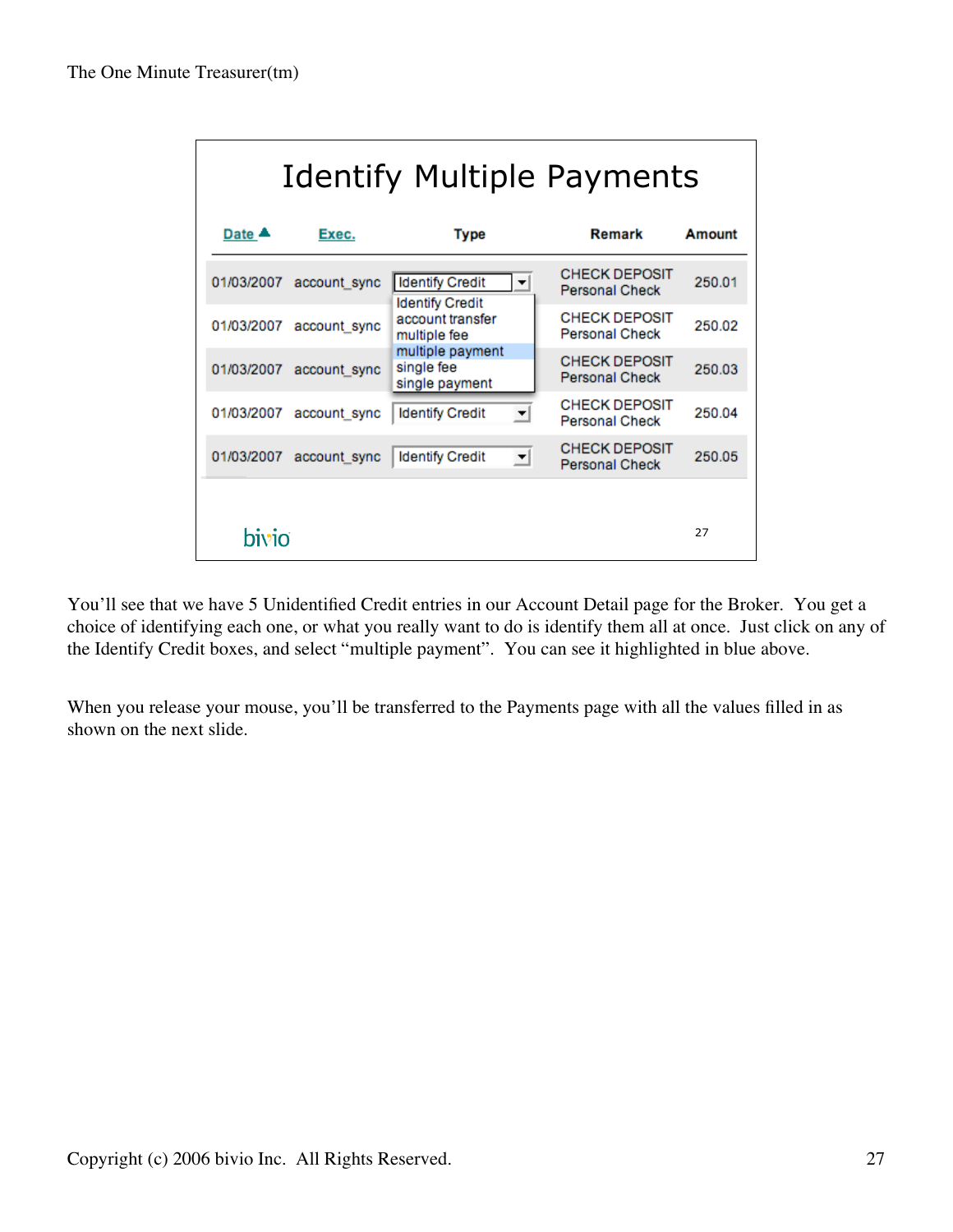# Identify Multiple Payments

| Date ▲ | Exec. | Type | Remark | Amount |
|---|---|---|---|---|
| 01/03/2007 | account_sync | Identify Credit | CHECK DEPOSIT Personal Check | 250.01 |
| 01/03/2007 | account_sync | | CHECK DEPOSIT Personal Check | 250.02 |
| 01/03/2007 | account_sync | | CHECK DEPOSIT Personal Check | 250.03 |
| 01/03/2007 | account_sync | Identify Credit | CHECK DEPOSIT Personal Check | 250.04 |
| 01/03/2007 | account_sync | Identify Credit | CHECK DEPOSIT Personal Check | 250.05 |

Dropdown options: Identify Credit, account transfer, multiple fee, multiple payment, single fee, single payment

bivio

You'll see that we have 5 Unidentified Credit entries in our Account Detail page for the Broker. You get a choice of identifying each one, or what you really want to do is identify them all at once. Just click on any of the Identify Credit boxes, and select "multiple payment". You can see it highlighted in blue above.

When you release your mouse, you'll be transferred to the Payments page with all the values filled in as shown on the next slide.

Copyright (c) 2006 bivio Inc. All Rights Reserved.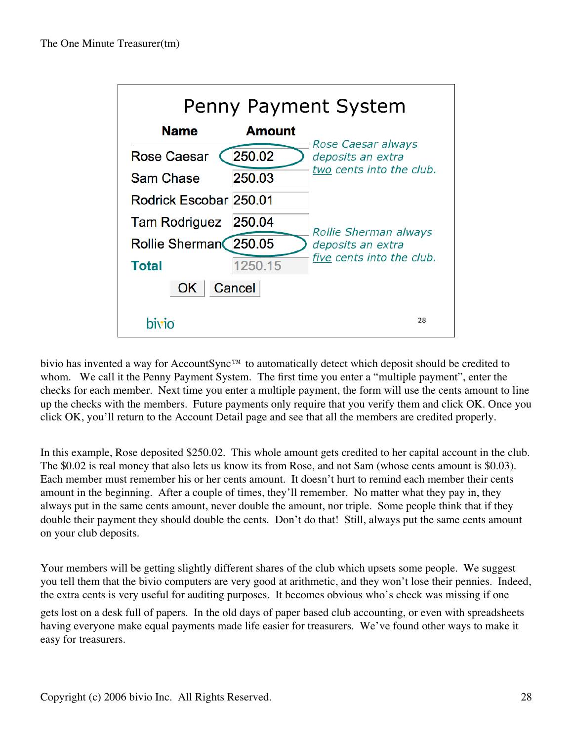## Penny Payment System

| Name | Amount |
|---|---|
| Rose Caesar | 250.02 |
| Sam Chase | 250.03 |
| Rodrick Escobar | 250.01 |
| Tam Rodriguez | 250.04 |
| Rollie Sherman | 250.05 |
| **Total** | 1250.15 |

*Rose Caesar always deposits an extra two cents into the club.*

*Rollie Sherman always deposits an extra five cents into the club.*

OK Cancel

bivio

bivio has invented a way for AccountSync™ to automatically detect which deposit should be credited to whom. We call it the Penny Payment System. The first time you enter a "multiple payment", enter the checks for each member. Next time you enter a multiple payment, the form will use the cents amount to line up the checks with the members. Future payments only require that you verify them and click OK. Once you click OK, you'll return to the Account Detail page and see that all the members are credited properly.

In this example, Rose deposited $250.02. This whole amount gets credited to her capital account in the club. The $0.02 is real money that also lets us know its from Rose, and not Sam (whose cents amount is $0.03). Each member must remember his or her cents amount. It doesn't hurt to remind each member their cents amount in the beginning. After a couple of times, they'll remember. No matter what they pay in, they always put in the same cents amount, never double the amount, nor triple. Some people think that if they double their payment they should double the cents. Don't do that! Still, always put the same cents amount on your club deposits.

Your members will be getting slightly different shares of the club which upsets some people. We suggest you tell them that the bivio computers are very good at arithmetic, and they won't lose their pennies. Indeed, the extra cents is very useful for auditing purposes. It becomes obvious who's check was missing if one gets lost on a desk full of papers. In the old days of paper based club accounting, or even with spreadsheets having everyone make equal payments made life easier for treasurers. We've found other ways to make it easy for treasurers.